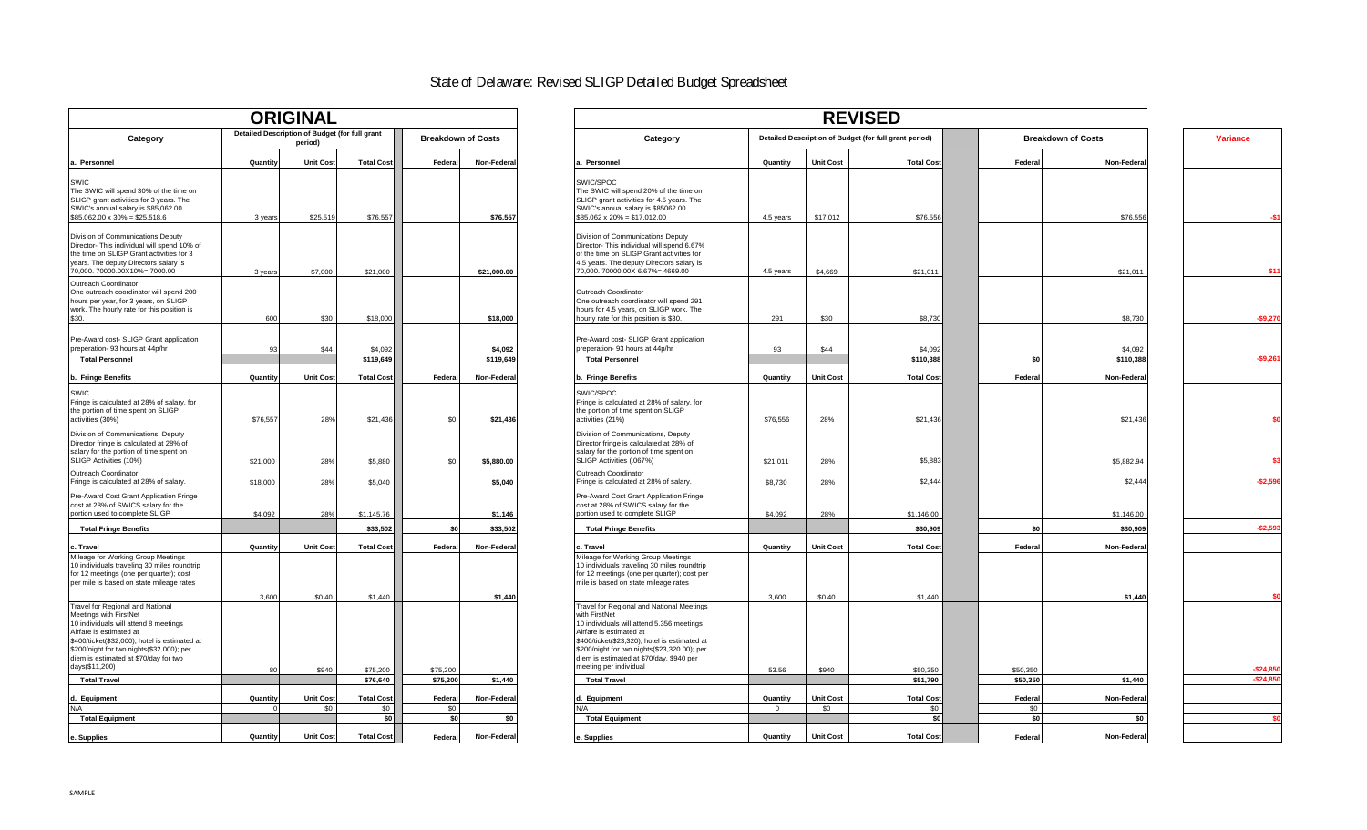# State of Delaware: Revised SLIGP Detailed Budget Spreadsheet

## ORIGINAL

| Category | Quantity | Unit Cost | Total Cost | Federal | Non-Federal |
|---|---|---|---|---|---|
| | Detailed Description of Budget (for full grant period) | | | Breakdown of Costs | |
| **a. Personnel** | **Quantity** | **Unit Cost** | **Total Cost** | **Federal** | **Non-Federal** |
| SWIC<br>The SWIC will spend 30% of the time on SLIGP grant activities for 3 years. The SWIC's annual salary is $85,062.00. $85,062.00 x 30% = $25,518.6 | 3 years | $25,519 | $76,557 | | $76,557 |
| Division of Communications Deputy Director- This individual will spend 10% of the time on SLIGP Grant activities for 3 years. The deputy Directors salary is 70,000. 70000.00X10%= 7000.00 | 3 years | $7,000 | $21,000 | | $21,000.00 |
| Outreach Coordinator<br>One outreach coordinator will spend 200 hours per year, for 3 years, on SLIGP work. The hourly rate for this position is $30. | 600 | $30 | $18,000 | | $18,000 |
| Pre-Award cost- SLIGP Grant application preperation- 93 hours at 44p/hr | 93 | $44 | $4,092 | | $4,092 |
| **Total Personnel** | | | **$119,649** | | **$119,649** |
| **b. Fringe Benefits** | **Quantity** | **Unit Cost** | **Total Cost** | **Federal** | **Non-Federal** |
| SWIC<br>Fringe is calculated at 28% of salary, for the portion of time spent on SLIGP activities (30%) | $76,557 | 28% | $21,436 | $0 | $21,436 |
| Division of Communications, Deputy Director fringe is calculated at 28% of salary for the portion of time spent on SLIGP Activities (10%) | $21,000 | 28% | $5,880 | $0 | $5,880.00 |
| Outreach Coordinator<br>Fringe is calculated at 28% of salary. | $18,000 | 28% | $5,040 | | $5,040 |
| Pre-Award Cost Grant Application Fringe cost at 28% of SWICS salary for the portion used to complete SLIGP | $4,092 | 28% | $1,145.76 | | $1,146 |
| **Total Fringe Benefits** | | | **$33,502** | **$0** | **$33,502** |
| **c. Travel** | **Quantity** | **Unit Cost** | **Total Cost** | **Federal** | **Non-Federal** |
| Mileage for Working Group Meetings<br>10 individuals traveling 30 miles roundtrip for 12 meetings (one per quarter); cost per mile is based on state mileage rates | 3,600 | $0.40 | $1,440 | | $1,440 |
| Travel for Regional and National Meetings with FirstNet<br>10 individuals will attend 8 meetings<br>Airfare is estimated at $400/ticket($32,000); hotel is estimated at $200/night for two nights($32,000); per diem is estimated at $70/day for two days($11,200) | 80 | $940 | $75,200 | $75,200 | |
| **Total Travel** | | | **$76,640** | **$75,200** | **$1,440** |
| **d. Equipment** | **Quantity** | **Unit Cost** | **Total Cost** | **Federal** | **Non-Federal** |
| N/A | 0 | $0 | $0 | $0 | |
| **Total Equipment** | | | **$0** | **$0** | **$0** |
| **e. Supplies** | **Quantity** | **Unit Cost** | **Total Cost** | **Federal** | **Non-Federal** |

## REVISED

| Category | Quantity | Unit Cost | Total Cost | Federal | Non-Federal | Variance |
|---|---|---|---|---|---|---|
| | Detailed Description of Budget (for full grant period) | | | Breakdown of Costs | | |
| **a. Personnel** | **Quantity** | **Unit Cost** | **Total Cost** | **Federal** | **Non-Federal** | |
| SWIC/SPOC<br>The SWIC will spend 20% of the time on SLIGP grant activities for 4.5 years. The SWIC's annual salary is $85062.00<br>$85,062 x 20% = $17,012.00 | 4.5 years | $17,012 | $76,556 | | $76,556 | -$1 |
| Division of Communications Deputy Director- This individual will spend 6.67% of the time on SLIGP Grant activities for 4.5 years. The deputy Directors salary is 70,000. 70000.00X 6.67%= 4669.00 | 4.5 years | $4,669 | $21,011 | | $21,011 | $11 |
| Outreach Coordinator<br>One outreach coordinator will spend 291 hours for 4.5 years, on SLIGP work. The hourly rate for this position is $30. | 291 | $30 | $8,730 | | $8,730 | -$9,270 |
| Pre-Award cost- SLIGP Grant application preperation- 93 hours at 44p/hr | 93 | $44 | $4,092 | | $4,092 | |
| **Total Personnel** | | | **$110,388** | **$0** | **$110,388** | -$9,261 |
| **b. Fringe Benefits** | **Quantity** | **Unit Cost** | **Total Cost** | **Federal** | **Non-Federal** | |
| SWIC/SPOC<br>Fringe is calculated at 28% of salary, for the portion of time spent on SLIGP activities (21%) | $76,556 | 28% | $21,436 | | $21,436 | $0 |
| Division of Communications, Deputy Director fringe is calculated at 28% of salary for the portion of time spent on SLIGP Activities (.067%) | $21,011 | 28% | $5,883 | | $5,882.94 | $3 |
| Outreach Coordinator<br>Fringe is calculated at 28% of salary. | $8,730 | 28% | $2,444 | | $2,444 | -$2,596 |
| Pre-Award Cost Grant Application Fringe cost at 28% of SWICS salary for the portion used to complete SLIGP | $4,092 | 28% | $1,146.00 | | $1,146.00 | |
| **Total Fringe Benefits** | | | **$30,909** | **$0** | **$30,909** | -$2,593 |
| **c. Travel** | **Quantity** | **Unit Cost** | **Total Cost** | **Federal** | **Non-Federal** | |
| Mileage for Working Group Meetings<br>10 individuals traveling 30 miles roundtrip for 12 meetings (one per quarter); cost per mile is based on state mileage rates | 3,600 | $0.40 | $1,440 | | $1,440 | $0 |
| Travel for Regional and National Meetings with FirstNet<br>10 individuals will attend 5.356 meetings<br>Airfare is estimated at $400/ticket($23,320); hotel is estimated at $200/night for two nights($23,320.00); per diem is estimated at $70/day. $940 per meeting per individual | 53.56 | $940 | $50,350 | $50,350 | | -$24,850 |
| **Total Travel** | | | **$51,790** | **$50,350** | **$1,440** | -$24,850 |
| **d. Equipment** | **Quantity** | **Unit Cost** | **Total Cost** | **Federal** | **Non-Federal** | |
| N/A | 0 | $0 | $0 | $0 | | |
| **Total Equipment** | | | **$0** | **$0** | **$0** | $0 |
| **e. Supplies** | **Quantity** | **Unit Cost** | **Total Cost** | **Federal** | **Non-Federal** | |

SAMPLE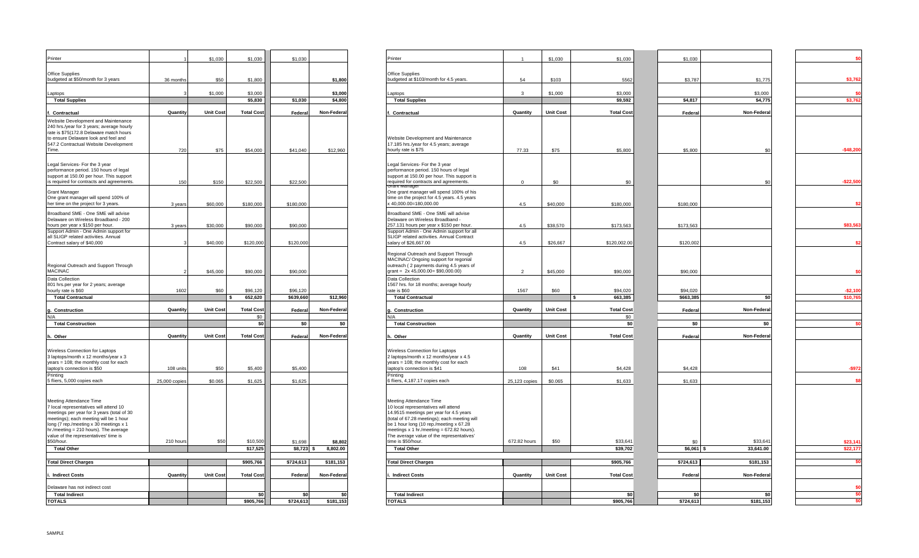| Printer | 1 | $1,030 | $1,030 | $1,030 | |
|---|---|---|---|---|---|
| Office Supplies<br>budgeted at $50/month for 3 years | 36 months | $50 | $1,800 | | $1,800 |
| Laptops | 3 | $1,000 | $3,000 | | $3,000 |
| **Total Supplies** | | | **$5,830** | **$1,030** | **$4,800** |
| **f. Contractual** | **Quantity** | **Unit Cost** | **Total Cost** | **Federal** | **Non-Federal** |
| Website Development and Maintenance<br>240 hrs./year for 3 years; average hourly rate is $75(172.8 Delaware match hours to ensure Delaware look and feel and 547.2 Contractual Website Development Time. | 720 | $75 | $54,000 | $41,040 | $12,960 |
| Legal Services- For the 3 year performance period. 150 hours of legal support at 150.00 per hour. This support is required for contracts and agreements. | 150 | $150 | $22,500 | $22,500 | |
| Grant Manager<br>One grant manager will spend 100% of her time on the project for 3 years. | 3 years | $60,000 | $180,000 | $180,000 | |
| Broadband SME - One SME will advise Delaware on Wireless Broadband - 200 hours per year x $150 per hour. | 3 years | $30,000 | $90,000 | $90,000 | |
| Support Admin - One Admin support for all SLIGP related activities. Annual Contract salary of $40,000 | 3 | $40,000 | $120,000 | $120,000 | |
| Regional Outreach and Support Through MACINAC | 2 | $45,000 | $90,000 | $90,000 | |
| Data Collection<br>801 hrs.per year for 2 years; average hourly rate is $60 | 1602 | $60 | $96,120 | $96,120 | |
| **Total Contractual** | | | **$ 652,620** | **$639,660** | **$12,960** |
| **g. Construction** | **Quantity** | **Unit Cost** | **Total Cost** | **Federal** | **Non-Federal** |
| N/A | | | $0 | | |
| **Total Construction** | | | **$0** | **$0** | **$0** |
| **h. Other** | **Quantity** | **Unit Cost** | **Total Cost** | **Federal** | **Non-Federal** |
| Wireless Connection for Laptops<br>3 laptops/month x 12 months/year x 3 years = 108; the monthly cost for each laptop's connection is $50 | 108 units | $50 | $5,400 | $5,400 | |
| Printing<br>5 fliers, 5,000 copies each | 25,000 copies | $0.065 | $1,625 | $1,625 | |
| Meeting Attendance Time<br>7 local representatives will attend 10 meetings per year for 3 years (total of 30 meetings); each meeting will be 1 hour long (7 rep./meeting x 30 meetings x 1 hr./meeting = 210 hours). The average value of the representatives' time is $50/hour. | 210 hours | $50 | $10,500 | $1,698 | $8,802 |
| **Total Other** | | | **$17,525** | **$8,723** | **$ 8,802.00** |
| **Total Direct Charges** | | | **$905,766** | **$724,613** | **$181,153** |
| **i. Indirect Costs** | **Quantity** | **Unit Cost** | **Total Cost** | **Federal** | **Non-Federal** |
| Delaware has not indirect cost | | | | | |
| **Total Indirect** | | | **$0** | **$0** | **$0** |
| **TOTALS** | | | **$905,766** | **$724,613** | **$181,153** |

| Printer | 1 | $1,030 | $1,030 | $1,030 | | $0 |
|---|---|---|---|---|---|---|
| Office Supplies<br>budgeted at $103/month for 4.5 years. | 54 | $103 | 5562 | $3,787 | $1,775 | $3,762 |
| Laptops | 3 | $1,000 | $3,000 | | $3,000 | $0 |
| **Total Supplies** | | | **$9,592** | **$4,817** | **$4,775** | **$3,762** |
| **f. Contractual** | **Quantity** | **Unit Cost** | **Total Cost** | **Federal** | **Non-Federal** | |
| Website Development and Maintenance<br>17.185 hrs./year for 4.5 years; average hourly rate is $75 | 77.33 | $75 | $5,800 | $5,800 | $0 | -$48,200 |
| Legal Services- For the 3 year performance period. 150 hours of legal support at 150.00 per hour. This support is required for contracts and agreements. | 0 | $0 | $0 | | $0 | -$22,500 |
| Grant Manager<br>One grant manager will spend 100% of his time on the project for 4.5 years. 4.5 years x 40,000.00=180,000.00 | 4.5 | $40,000 | $180,000 | $180,000 | | $2 |
| Broadband SME - One SME will advise Delaware on Wireless Broadband - 257.131 hours per year x $150 per hour. | 4.5 | $38,570 | $173,563 | $173,563 | | $83,563 |
| Support Admin - One Admin support for all SLIGP related activities. Annual Contract salary of $26,667.00 | 4.5 | $26,667 | $120,002.00 | $120,002 | | $2 |
| Regional Outreach and Support Through MACINAC/ Ongoing support for regonial outreach ( 2 payments during 4.5 years of grant = 2x 45,000.00= $90,000.00) | 2 | $45,000 | $90,000 | $90,000 | | $0 |
| Data Collection<br>1567 hrs. for 18 months; average hourly rate is $60 | 1567 | $60 | $94,020 | $94,020 | | -$2,100 |
| **Total Contractual** | | | **$ 663,385** | **$663,385** | **$0** | **$10,765** |
| **g. Construction** | **Quantity** | **Unit Cost** | **Total Cost** | **Federal** | **Non-Federal** | |
| N/A | | | $0 | | | |
| **Total Construction** | | | **$0** | **$0** | **$0** | **$0** |
| **h. Other** | **Quantity** | **Unit Cost** | **Total Cost** | **Federal** | **Non-Federal** | |
| Wireless Connection for Laptops<br>2 laptops/month x 12 months/year x 4.5 years = 108; the monthly cost for each laptop's connection is $41 | 108 | $41 | $4,428 | $4,428 | | -$972 |
| Printing<br>6 fliers, 4,187.17 copies each | 25,123 copies | $0.065 | $1,633 | $1,633 | | $8 |
| Meeting Attendance Time<br>10 local representatives will attend 14.9515 meetings per year for 4.5 years (total of 67.28 meetings); each meeting will be 1 hour long (10 rep./meeting x 67.28 meetings x 1 hr./meeting = 672.82 hours). The average value of the representatives' time is $50/hour. | 672.82 hours | $50 | $33,641 | $0 | $33,641 | $23,141 |
| **Total Other** | | | **$39,702** | **$6,061** | **$ 33,641.00** | **$22,177** |
| **Total Direct Charges** | | | **$905,766** | **$724,613** | **$181,153** | **$0** |
| **i. Indirect Costs** | **Quantity** | **Unit Cost** | **Total Cost** | **Federal** | **Non-Federal** | |
| | | | | | | $0 |
| **Total Indirect** | | | **$0** | **$0** | **$0** | **$0** |
| **TOTALS** | | | **$905,766** | **$724,613** | **$181,153** | **$0** |

SAMPLE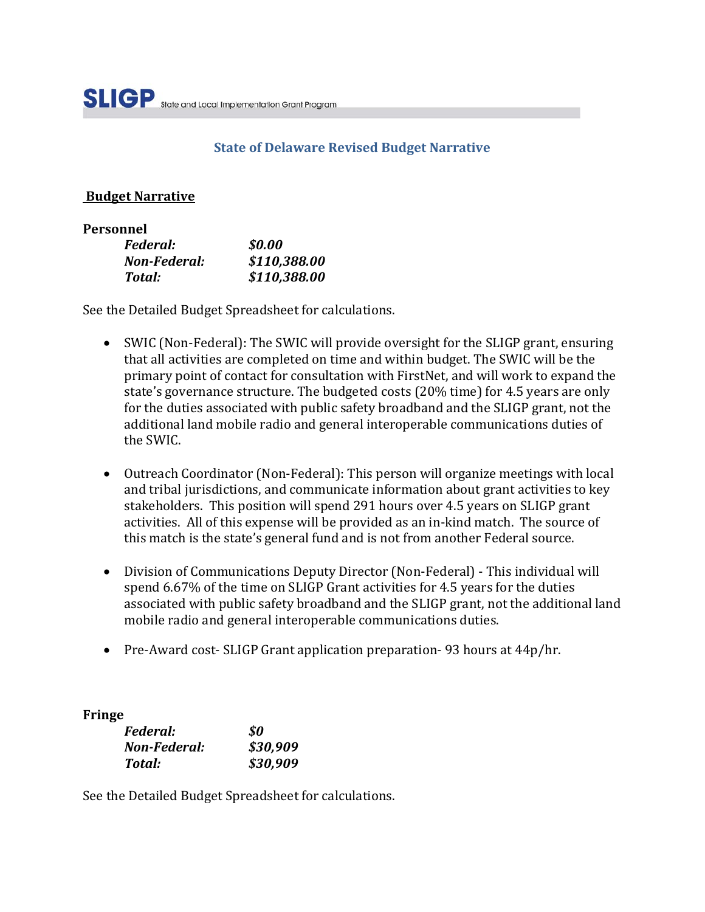**State of Delaware Revised Budget Narrative**

**Budget Narrative**

**Personnel**

| | |
|---|---|
| ***Federal:*** | ***$0.00*** |
| ***Non-Federal:*** | ***$110,388.00*** |
| ***Total:*** | ***$110,388.00*** |

See the Detailed Budget Spreadsheet for calculations.

- SWIC (Non-Federal): The SWIC will provide oversight for the SLIGP grant, ensuring that all activities are completed on time and within budget. The SWIC will be the primary point of contact for consultation with FirstNet, and will work to expand the state's governance structure. The budgeted costs (20% time) for 4.5 years are only for the duties associated with public safety broadband and the SLIGP grant, not the additional land mobile radio and general interoperable communications duties of the SWIC.

- Outreach Coordinator (Non-Federal): This person will organize meetings with local and tribal jurisdictions, and communicate information about grant activities to key stakeholders. This position will spend 291 hours over 4.5 years on SLIGP grant activities. All of this expense will be provided as an in-kind match. The source of this match is the state's general fund and is not from another Federal source.

- Division of Communications Deputy Director (Non-Federal) - This individual will spend 6.67% of the time on SLIGP Grant activities for 4.5 years for the duties associated with public safety broadband and the SLIGP grant, not the additional land mobile radio and general interoperable communications duties.

- Pre-Award cost- SLIGP Grant application preparation- 93 hours at 44p/hr.

**Fringe**

| | |
|---|---|
| ***Federal:*** | ***$0*** |
| ***Non-Federal:*** | ***$30,909*** |
| ***Total:*** | ***$30,909*** |

See the Detailed Budget Spreadsheet for calculations.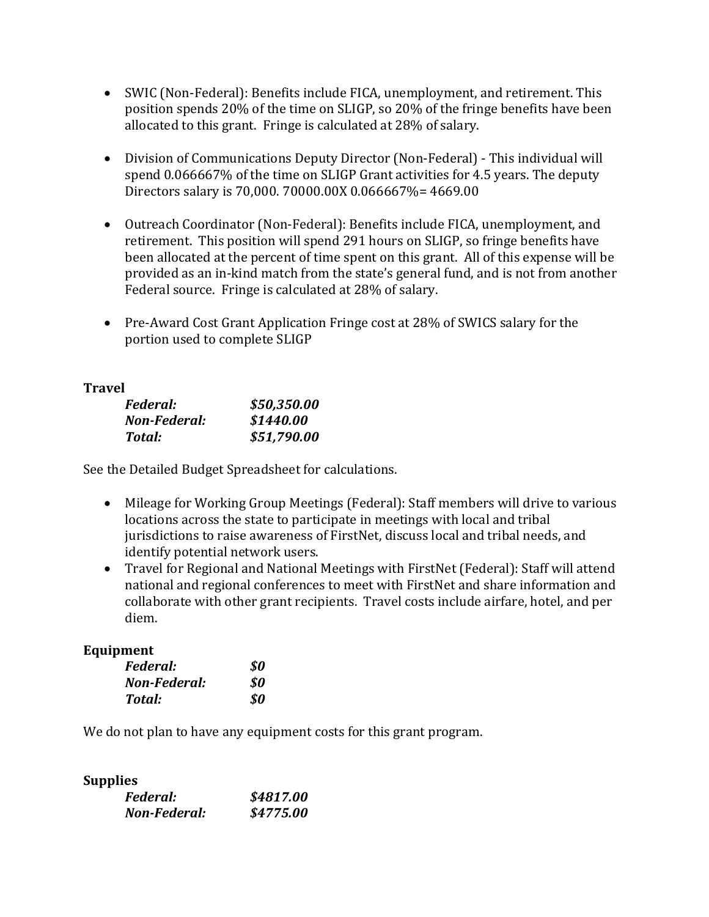- SWIC (Non-Federal): Benefits include FICA, unemployment, and retirement. This position spends 20% of the time on SLIGP, so 20% of the fringe benefits have been allocated to this grant. Fringe is calculated at 28% of salary.

- Division of Communications Deputy Director (Non-Federal) - This individual will spend 0.066667% of the time on SLIGP Grant activities for 4.5 years. The deputy Directors salary is 70,000. 70000.00X 0.066667%= 4669.00

- Outreach Coordinator (Non-Federal): Benefits include FICA, unemployment, and retirement. This position will spend 291 hours on SLIGP, so fringe benefits have been allocated at the percent of time spent on this grant. All of this expense will be provided as an in-kind match from the state's general fund, and is not from another Federal source. Fringe is calculated at 28% of salary.

- Pre-Award Cost Grant Application Fringe cost at 28% of SWICS salary for the portion used to complete SLIGP

**Travel**

| | |
|---|---|
| ***Federal:*** | ***$50,350.00*** |
| ***Non-Federal:*** | ***$1440.00*** |
| ***Total:*** | ***$51,790.00*** |

See the Detailed Budget Spreadsheet for calculations.

- Mileage for Working Group Meetings (Federal): Staff members will drive to various locations across the state to participate in meetings with local and tribal jurisdictions to raise awareness of FirstNet, discuss local and tribal needs, and identify potential network users.
- Travel for Regional and National Meetings with FirstNet (Federal): Staff will attend national and regional conferences to meet with FirstNet and share information and collaborate with other grant recipients. Travel costs include airfare, hotel, and per diem.

**Equipment**

| | |
|---|---|
| ***Federal:*** | ***$0*** |
| ***Non-Federal:*** | ***$0*** |
| ***Total:*** | ***$0*** |

We do not plan to have any equipment costs for this grant program.

**Supplies**

| | |
|---|---|
| ***Federal:*** | ***$4817.00*** |
| ***Non-Federal:*** | ***$4775.00*** |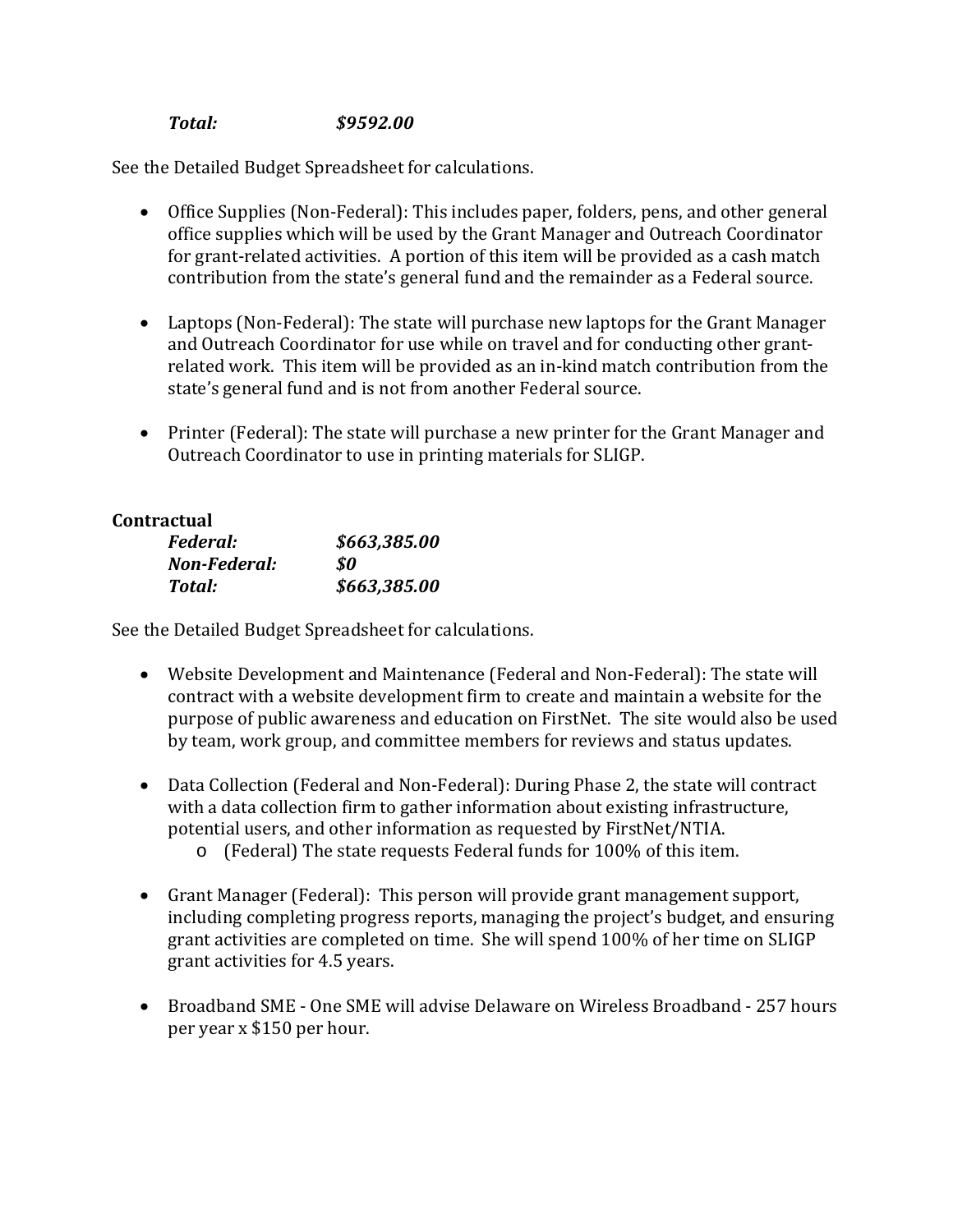***Total:*** ***$9592.00***

See the Detailed Budget Spreadsheet for calculations.

- Office Supplies (Non-Federal): This includes paper, folders, pens, and other general office supplies which will be used by the Grant Manager and Outreach Coordinator for grant-related activities. A portion of this item will be provided as a cash match contribution from the state's general fund and the remainder as a Federal source.

- Laptops (Non-Federal): The state will purchase new laptops for the Grant Manager and Outreach Coordinator for use while on travel and for conducting other grant-related work. This item will be provided as an in-kind match contribution from the state's general fund and is not from another Federal source.

- Printer (Federal): The state will purchase a new printer for the Grant Manager and Outreach Coordinator to use in printing materials for SLIGP.

**Contractual**

***Federal:*** ***$663,385.00***
***Non-Federal:*** ***$0***
***Total:*** ***$663,385.00***

See the Detailed Budget Spreadsheet for calculations.

- Website Development and Maintenance (Federal and Non-Federal): The state will contract with a website development firm to create and maintain a website for the purpose of public awareness and education on FirstNet. The site would also be used by team, work group, and committee members for reviews and status updates.

- Data Collection (Federal and Non-Federal): During Phase 2, the state will contract with a data collection firm to gather information about existing infrastructure, potential users, and other information as requested by FirstNet/NTIA.
  - (Federal) The state requests Federal funds for 100% of this item.

- Grant Manager (Federal): This person will provide grant management support, including completing progress reports, managing the project's budget, and ensuring grant activities are completed on time. She will spend 100% of her time on SLIGP grant activities for 4.5 years.

- Broadband SME - One SME will advise Delaware on Wireless Broadband - 257 hours per year x $150 per hour.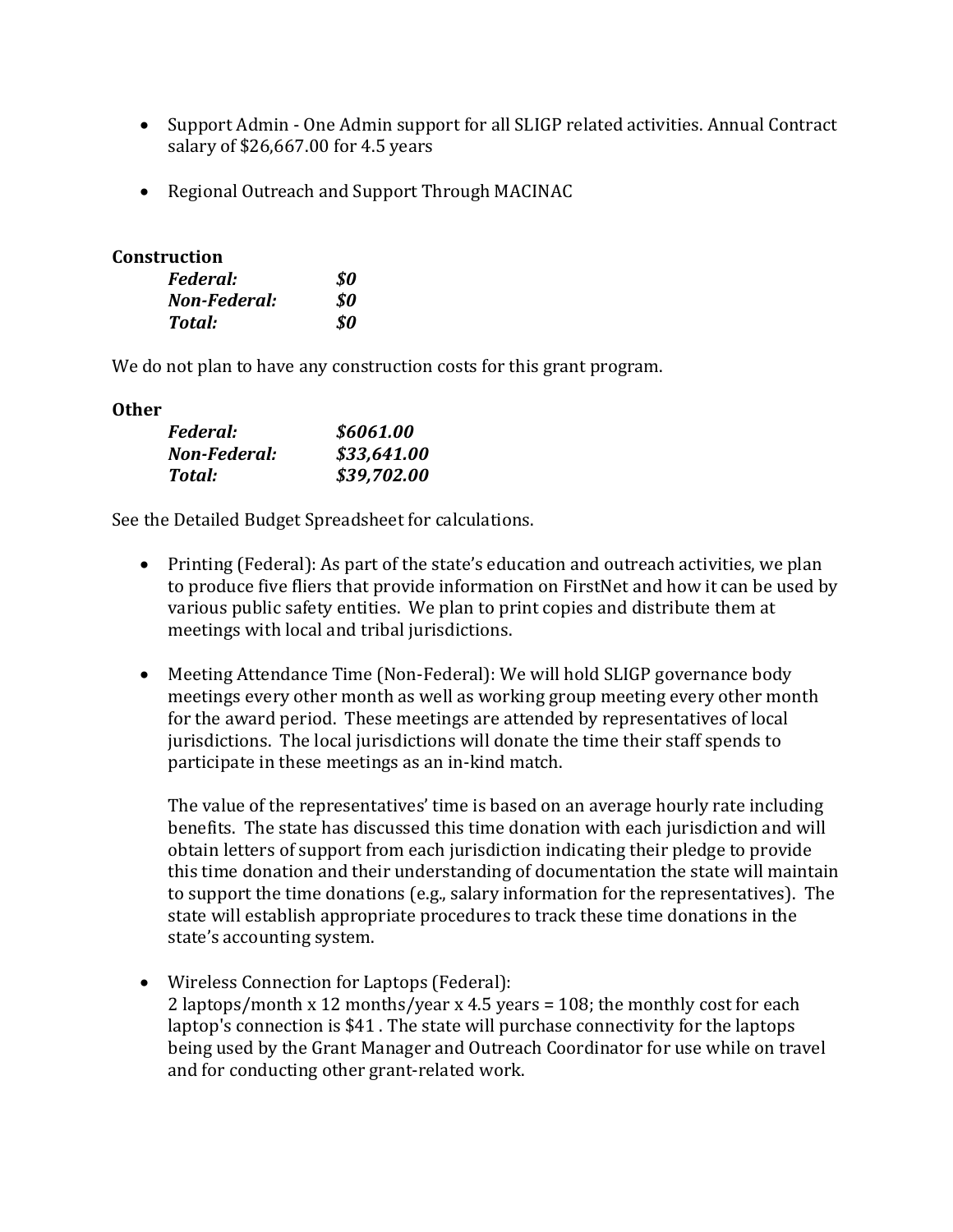- Support Admin - One Admin support for all SLIGP related activities. Annual Contract salary of $26,667.00 for 4.5 years

- Regional Outreach and Support Through MACINAC

**Construction**

| | |
|---|---|
| ***Federal:*** | ***$0*** |
| ***Non-Federal:*** | ***$0*** |
| ***Total:*** | ***$0*** |

We do not plan to have any construction costs for this grant program.

**Other**

| | |
|---|---|
| ***Federal:*** | ***$6061.00*** |
| ***Non-Federal:*** | ***$33,641.00*** |
| ***Total:*** | ***$39,702.00*** |

See the Detailed Budget Spreadsheet for calculations.

- Printing (Federal): As part of the state's education and outreach activities, we plan to produce five fliers that provide information on FirstNet and how it can be used by various public safety entities. We plan to print copies and distribute them at meetings with local and tribal jurisdictions.

- Meeting Attendance Time (Non-Federal): We will hold SLIGP governance body meetings every other month as well as working group meeting every other month for the award period. These meetings are attended by representatives of local jurisdictions. The local jurisdictions will donate the time their staff spends to participate in these meetings as an in-kind match.

  The value of the representatives' time is based on an average hourly rate including benefits. The state has discussed this time donation with each jurisdiction and will obtain letters of support from each jurisdiction indicating their pledge to provide this time donation and their understanding of documentation the state will maintain to support the time donations (e.g., salary information for the representatives). The state will establish appropriate procedures to track these time donations in the state's accounting system.

- Wireless Connection for Laptops (Federal):
  2 laptops/month x 12 months/year x 4.5 years = 108; the monthly cost for each laptop's connection is $41 . The state will purchase connectivity for the laptops being used by the Grant Manager and Outreach Coordinator for use while on travel and for conducting other grant-related work.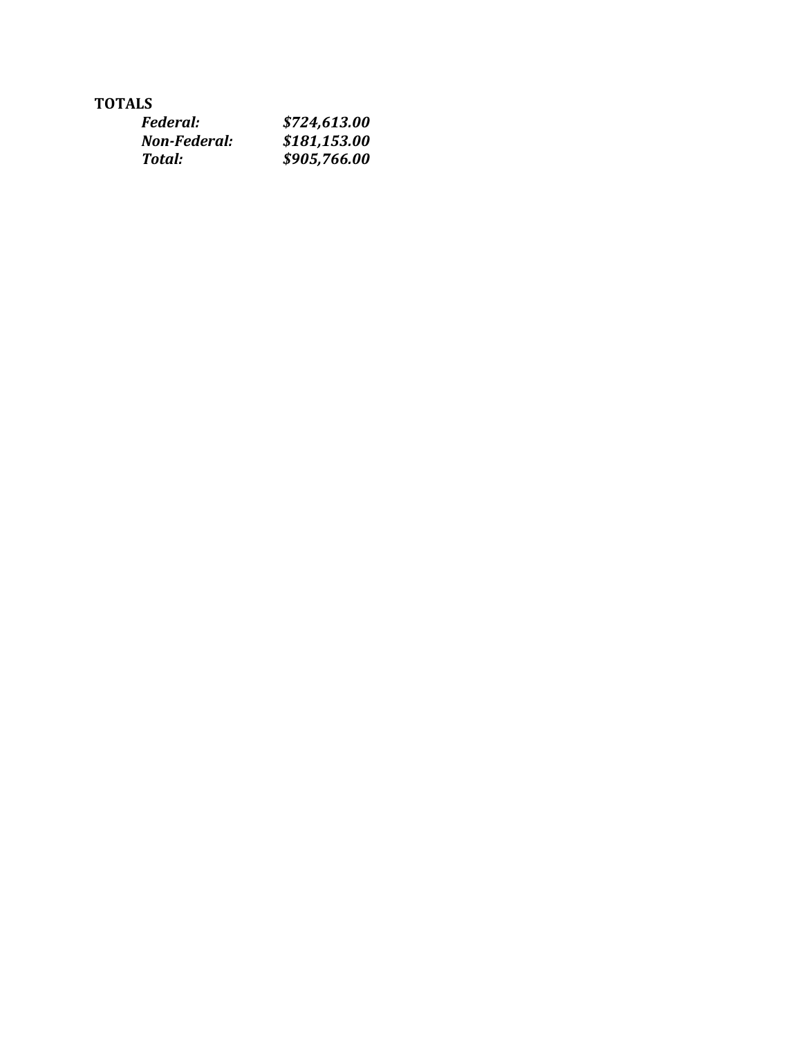**TOTALS**

| | |
|---|---|
| ***Federal:*** | ***$724,613.00*** |
| ***Non-Federal:*** | ***$181,153.00*** |
| ***Total:*** | ***$905,766.00*** |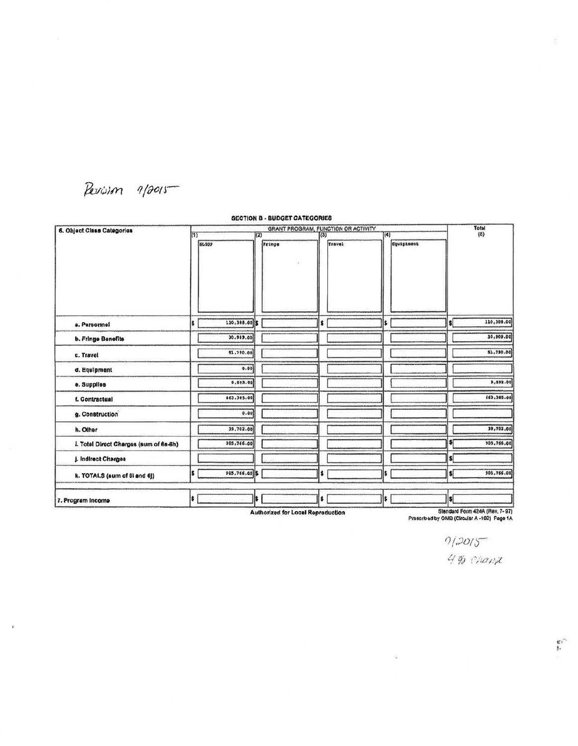Revision 7/2015

**SECTION B - BUDGET CATEGORIES**

| 6. Object Class Categories | GRANT PROGRAM, FUNCTION OR ACTIVITY | | | | Total (5) |
|---|---|---|---|---|---|
| | (1) SLIOP | (2) Fringe | (3) Travel | (4) Equipment | |
| a. Personnel | $ 110,388.00 | $ | $ | $ | $ 110,388.00 |
| b. Fringe Benefits | 30,909.00 | | | | 30,909.00 |
| c. Travel | 51,730.00 | | | | 51,730.00 |
| d. Equipment | 0.00 | | | | |
| e. Supplies | 9,592.00 | | | | 9,592.00 |
| f. Contractual | 663,385.00 | | | | 663,385.00 |
| g. Construction | 0.00 | | | | |
| h. Other | 39,702.00 | | | | 39,702.00 |
| i. Total Direct Charges (sum of 6a-6h) | 905,766.00 | | | | $ 905,766.00 |
| j. Indirect Charges | | | | | $ |
| k. TOTALS (sum of 6i and 6j) | $ 905,766.00 | $ | $ | $ | $ 905,766.00 |
| 7. Program Income | $ | $ | $ | $ | $ |

Authorized for Local Reproduction

Standard Form 424A (Rev. 7-97)
Prescribed by OMB (Circular A-102) Page 1A

7/2015
4% Change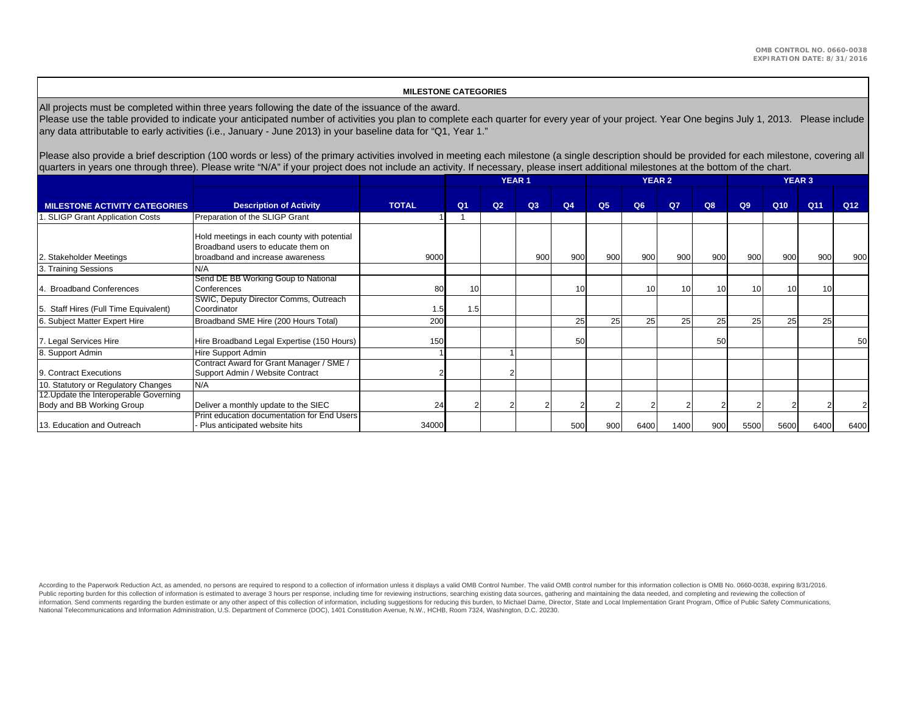OMB CONTROL NO. 0660-0038
EXPIRATION DATE: 8/31/2016

**MILESTONE CATEGORIES**

All projects must be completed within three years following the date of the issuance of the award.
Please use the table provided to indicate your anticipated number of activities you plan to complete each quarter for every year of your project. Year One begins July 1, 2013. Please include any data attributable to early activities (i.e., January - June 2013) in your baseline data for "Q1, Year 1."

Please also provide a brief description (100 words or less) of the primary activities involved in meeting each milestone (a single description should be provided for each milestone, covering all quarters in years one through three). Please write "N/A" if your project does not include an activity. If necessary, please insert additional milestones at the bottom of the chart.

| | | | YEAR 1 | | | | YEAR 2 | | | | YEAR 3 | | | |
|---|---|---|---|---|---|---|---|---|---|---|---|---|---|---|
| **MILESTONE ACTIVITY CATEGORIES** | **Description of Activity** | **TOTAL** | **Q1** | **Q2** | **Q3** | **Q4** | **Q5** | **Q6** | **Q7** | **Q8** | **Q9** | **Q10** | **Q11** | **Q12** |
| 1. SLIGP Grant Application Costs | Preparation of the SLIGP Grant | 1 | 1 | | | | | | | | | | | |
| 2. Stakeholder Meetings | Hold meetings in each county with potential Broadband users to educate them on broadband and increase awareness | 9000 | | | 900 | 900 | 900 | 900 | 900 | 900 | 900 | 900 | 900 | 900 |
| 3. Training Sessions | N/A | | | | | | | | | | | | | |
| 4. Broadband Conferences | Send DE BB Working Goup to National Conferences | 80 | 10 | | | 10 | | 10 | 10 | 10 | 10 | 10 | 10 | |
| 5. Staff Hires (Full Time Equivalent) | SWIC, Deputy Director Comms, Outreach Coordinator | 1.5 | 1.5 | | | | | | | | | | | |
| 6. Subject Matter Expert Hire | Broadband SME Hire (200 Hours Total) | 200 | | | | 25 | 25 | 25 | 25 | 25 | 25 | 25 | 25 | |
| 7. Legal Services Hire | Hire Broadband Legal Expertise (150 Hours) | 150 | | | | 50 | | | | 50 | | | | 50 |
| 8. Support Admin | Hire Support Admin | 1 | | 1 | | | | | | | | | | |
| 9. Contract Executions | Contract Award for Grant Manager / SME / Support Admin / Website Contract | 2 | | 2 | | | | | | | | | | |
| 10. Statutory or Regulatory Changes | N/A | | | | | | | | | | | | | |
| 12.Update the Interoperable Governing Body and BB Working Group | Deliver a monthly update to the SIEC | 24 | 2 | 2 | 2 | 2 | 2 | 2 | 2 | 2 | 2 | 2 | 2 | 2 |
| 13. Education and Outreach | Print education documentation for End Users - Plus anticipated website hits | 34000 | | | | 500 | 900 | 6400 | 1400 | 900 | 5500 | 5600 | 6400 | 6400 |

According to the Paperwork Reduction Act, as amended, no persons are required to respond to a collection of information unless it displays a valid OMB Control Number. The valid OMB control number for this information collection is OMB No. 0660-0038, expiring 8/31/2016. Public reporting burden for this collection of information is estimated to average 3 hours per response, including time for reviewing instructions, searching existing data sources, gathering and maintaining the data needed, and completing and reviewing the collection of information. Send comments regarding the burden estimate or any other aspect of this collection of information, including suggestions for reducing this burden, to Michael Dame, Director, State and Local Implementation Grant Program, Office of Public Safety Communications, National Telecommunications and Information Administration, U.S. Department of Commerce (DOC), 1401 Constitution Avenue, N.W., HCHB, Room 7324, Washington, D.C. 20230.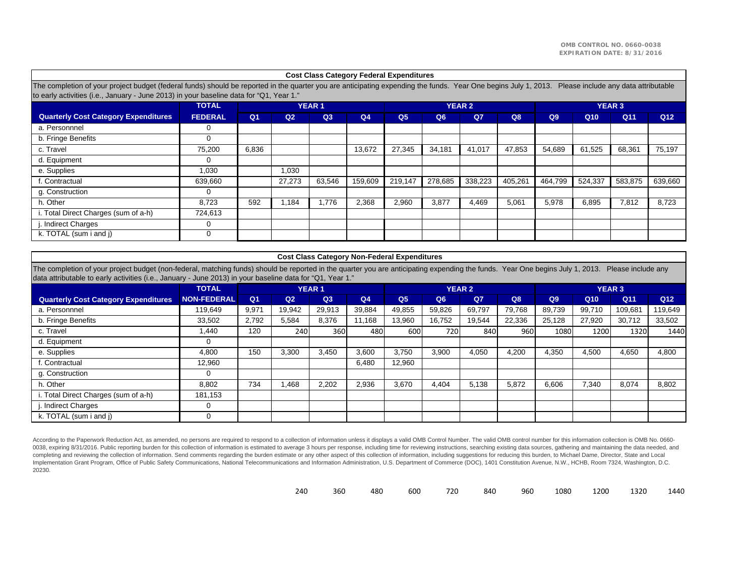OMB CONTROL NO. 0660-0038
EXPIRATION DATE: 8/31/2016

**Cost Class Category Federal Expenditures**

The completion of your project budget (federal funds) should be reported in the quarter you are anticipating expending the funds. Year One begins July 1, 2013. Please include any data attributable to early activities (i.e., January - June 2013) in your baseline data for "Q1, Year 1."

| | TOTAL | YEAR 1 | | | | YEAR 2 | | | | YEAR 3 | | | |
|---|---|---|---|---|---|---|---|---|---|---|---|---|---|
| **Quarterly Cost Category Expenditures** | **FEDERAL** | **Q1** | **Q2** | **Q3** | **Q4** | **Q5** | **Q6** | **Q7** | **Q8** | **Q9** | **Q10** | **Q11** | **Q12** |
| a. Personnnel | 0 | | | | | | | | | | | | |
| b. Fringe Benefits | 0 | | | | | | | | | | | | |
| c. Travel | 75,200 | 6,836 | | | 13,672 | 27,345 | 34,181 | 41,017 | 47,853 | 54,689 | 61,525 | 68,361 | 75,197 |
| d. Equipment | 0 | | | | | | | | | | | | |
| e. Supplies | 1,030 | | 1,030 | | | | | | | | | | |
| f. Contractual | 639,660 | | 27,273 | 63,546 | 159,609 | 219,147 | 278,685 | 338,223 | 405,261 | 464,799 | 524,337 | 583,875 | 639,660 |
| g. Construction | 0 | | | | | | | | | | | | |
| h. Other | 8,723 | 592 | 1,184 | 1,776 | 2,368 | 2,960 | 3,877 | 4,469 | 5,061 | 5,978 | 6,895 | 7,812 | 8,723 |
| i. Total Direct Charges (sum of a-h) | 724,613 | | | | | | | | | | | | |
| j. Indirect Charges | 0 | | | | | | | | | | | | |
| k. TOTAL (sum i and j) | 0 | | | | | | | | | | | | |

**Cost Class Category Non-Federal Expenditures**

The completion of your project budget (non-federal, matching funds) should be reported in the quarter you are anticipating expending the funds. Year One begins July 1, 2013. Please include any data attributable to early activities (i.e., January - June 2013) in your baseline data for "Q1, Year 1."

| | TOTAL | YEAR 1 | | | | YEAR 2 | | | | YEAR 3 | | | |
|---|---|---|---|---|---|---|---|---|---|---|---|---|---|
| **Quarterly Cost Category Expenditures** | **NON-FEDERAL** | **Q1** | **Q2** | **Q3** | **Q4** | **Q5** | **Q6** | **Q7** | **Q8** | **Q9** | **Q10** | **Q11** | **Q12** |
| a. Personnnel | 119,649 | 9,971 | 19,942 | 29,913 | 39,884 | 49,855 | 59,826 | 69,797 | 79,768 | 89,739 | 99,710 | 109,681 | 119,649 |
| b. Fringe Benefits | 33,502 | 2,792 | 5,584 | 8,376 | 11,168 | 13,960 | 16,752 | 19,544 | 22,336 | 25,128 | 27,920 | 30,712 | 33,502 |
| c. Travel | 1,440 | 120 | 240 | 360 | 480 | 600 | 720 | 840 | 960 | 1080 | 1200 | 1320 | 1440 |
| d. Equipment | 0 | | | | | | | | | | | | |
| e. Supplies | 4,800 | 150 | 3,300 | 3,450 | 3,600 | 3,750 | 3,900 | 4,050 | 4,200 | 4,350 | 4,500 | 4,650 | 4,800 |
| f. Contractual | 12,960 | | | | 6,480 | 12,960 | | | | | | | |
| g. Construction | 0 | | | | | | | | | | | | |
| h. Other | 8,802 | 734 | 1,468 | 2,202 | 2,936 | 3,670 | 4,404 | 5,138 | 5,872 | 6,606 | 7,340 | 8,074 | 8,802 |
| i. Total Direct Charges (sum of a-h) | 181,153 | | | | | | | | | | | | |
| j. Indirect Charges | 0 | | | | | | | | | | | | |
| k. TOTAL (sum i and j) | 0 | | | | | | | | | | | | |

According to the Paperwork Reduction Act, as amended, no persons are required to respond to a collection of information unless it displays a valid OMB Control Number. The valid OMB control number for this information collection is OMB No. 0660-0038, expiring 8/31/2016. Public reporting burden for this collection of information is estimated to average 3 hours per response, including time for reviewing instructions, searching existing data sources, gathering and maintaining the data needed, and completing and reviewing the collection of information. Send comments regarding the burden estimate or any other aspect of this collection of information, including suggestions for reducing this burden, to Michael Dame, Director, State and Local Implementation Grant Program, Office of Public Safety Communications, National Telecommunications and Information Administration, U.S. Department of Commerce (DOC), 1401 Constitution Avenue, N.W., HCHB, Room 7324, Washington, D.C. 20230.

240 360 480 600 720 840 960 1080 1200 1320 1440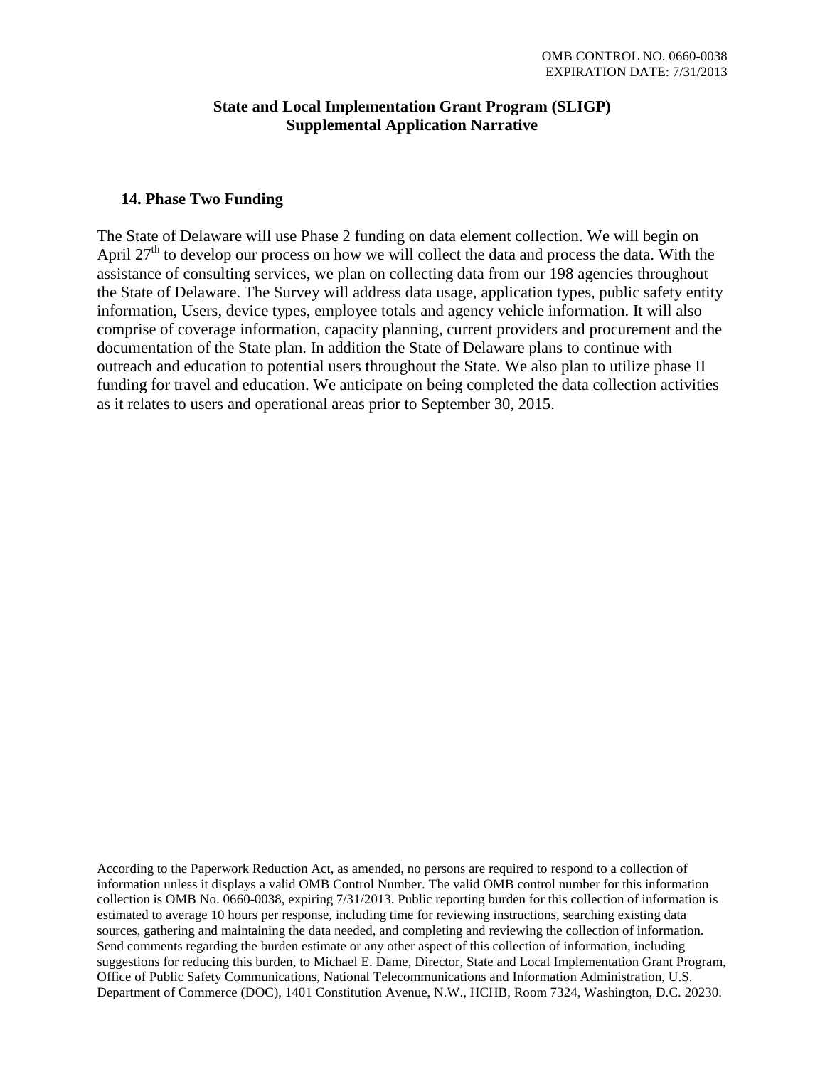**State and Local Implementation Grant Program (SLIGP)**
**Supplemental Application Narrative**

### 14. Phase Two Funding

The State of Delaware will use Phase 2 funding on data element collection. We will begin on April 27th to develop our process on how we will collect the data and process the data. With the assistance of consulting services, we plan on collecting data from our 198 agencies throughout the State of Delaware. The Survey will address data usage, application types, public safety entity information, Users, device types, employee totals and agency vehicle information. It will also comprise of coverage information, capacity planning, current providers and procurement and the documentation of the State plan. In addition the State of Delaware plans to continue with outreach and education to potential users throughout the State. We also plan to utilize phase II funding for travel and education. We anticipate on being completed the data collection activities as it relates to users and operational areas prior to September 30, 2015.

According to the Paperwork Reduction Act, as amended, no persons are required to respond to a collection of information unless it displays a valid OMB Control Number. The valid OMB control number for this information collection is OMB No. 0660-0038, expiring 7/31/2013. Public reporting burden for this collection of information is estimated to average 10 hours per response, including time for reviewing instructions, searching existing data sources, gathering and maintaining the data needed, and completing and reviewing the collection of information. Send comments regarding the burden estimate or any other aspect of this collection of information, including suggestions for reducing this burden, to Michael E. Dame, Director, State and Local Implementation Grant Program, Office of Public Safety Communications, National Telecommunications and Information Administration, U.S. Department of Commerce (DOC), 1401 Constitution Avenue, N.W., HCHB, Room 7324, Washington, D.C. 20230.